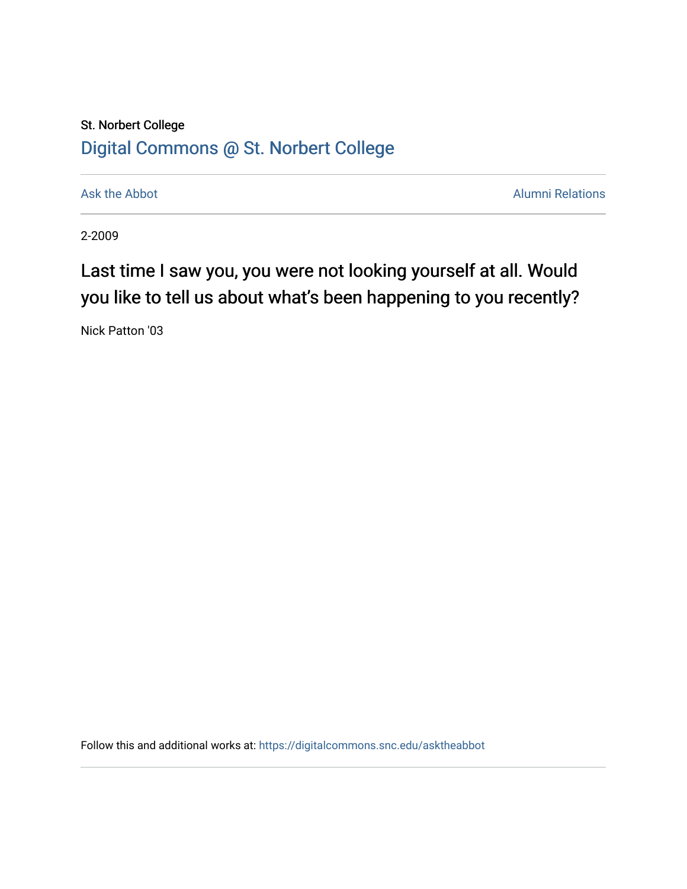St. Norbert College

# Digital Commons @ St. Norbert College

Ask the Abbot | Alumni Relations

2-2009

## Last time I saw you, you were not looking yourself at all. Would you like to tell us about what's been happening to you recently?

Nick Patton '03

Follow this and additional works at: https://digitalcommons.snc.edu/asktheabbot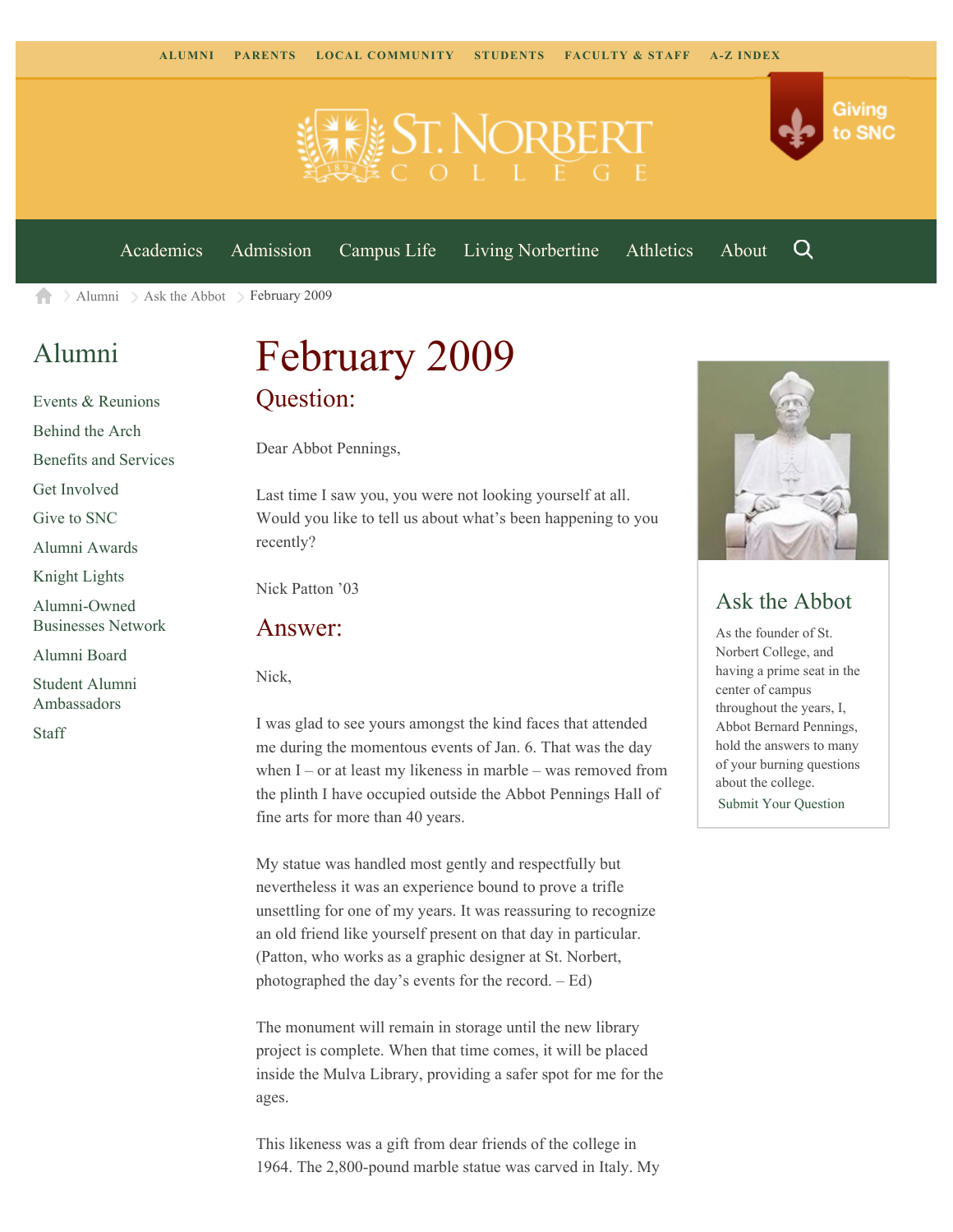ALUMNI PARENTS LOCAL COMMUNITY STUDENTS FACULTY & STAFF A-Z INDEX

St. Norbert College

Giving to SNC

Academics Admission Campus Life Living Norbertine Athletics About

Alumni > Ask the Abbot > February 2009

## Alumni

- Events & Reunions
- Behind the Arch
- Benefits and Services
- Get Involved
- Give to SNC
- Alumni Awards
- Knight Lights
- Alumni-Owned Businesses Network
- Alumni Board
- Student Alumni Ambassadors
- Staff

# February 2009

## Question:

Dear Abbot Pennings,

Last time I saw you, you were not looking yourself at all. Would you like to tell us about what's been happening to you recently?

Nick Patton '03

## Answer:

Nick,

I was glad to see yours amongst the kind faces that attended me during the momentous events of Jan. 6. That was the day when I – or at least my likeness in marble – was removed from the plinth I have occupied outside the Abbot Pennings Hall of fine arts for more than 40 years.

My statue was handled most gently and respectfully but nevertheless it was an experience bound to prove a trifle unsettling for one of my years. It was reassuring to recognize an old friend like yourself present on that day in particular. (Patton, who works as a graphic designer at St. Norbert, photographed the day's events for the record. – Ed)

The monument will remain in storage until the new library project is complete. When that time comes, it will be placed inside the Mulva Library, providing a safer spot for me for the ages.

This likeness was a gift from dear friends of the college in 1964. The 2,800-pound marble statue was carved in Italy. My

## Ask the Abbot

As the founder of St. Norbert College, and having a prime seat in the center of campus throughout the years, I, Abbot Bernard Pennings, hold the answers to many of your burning questions about the college.

Submit Your Question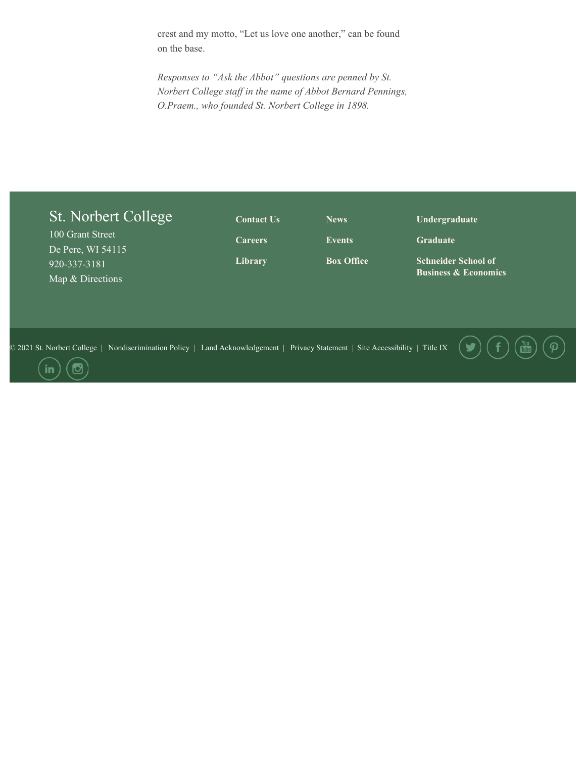crest and my motto, "Let us love one another," can be found on the base.

*Responses to "Ask the Abbot" questions are penned by St. Norbert College staff in the name of Abbot Bernard Pennings, O.Praem., who founded St. Norbert College in 1898.*

St. Norbert College
100 Grant Street
De Pere, WI 54115
920-337-3181
Map & Directions

**Contact Us**
**Careers**
**Library**

**News**
**Events**
**Box Office**

**Undergraduate**
**Graduate**
**Schneider School of Business & Economics**

© 2021 St. Norbert College | Nondiscrimination Policy | Land Acknowledgement | Privacy Statement | Site Accessibility | Title IX